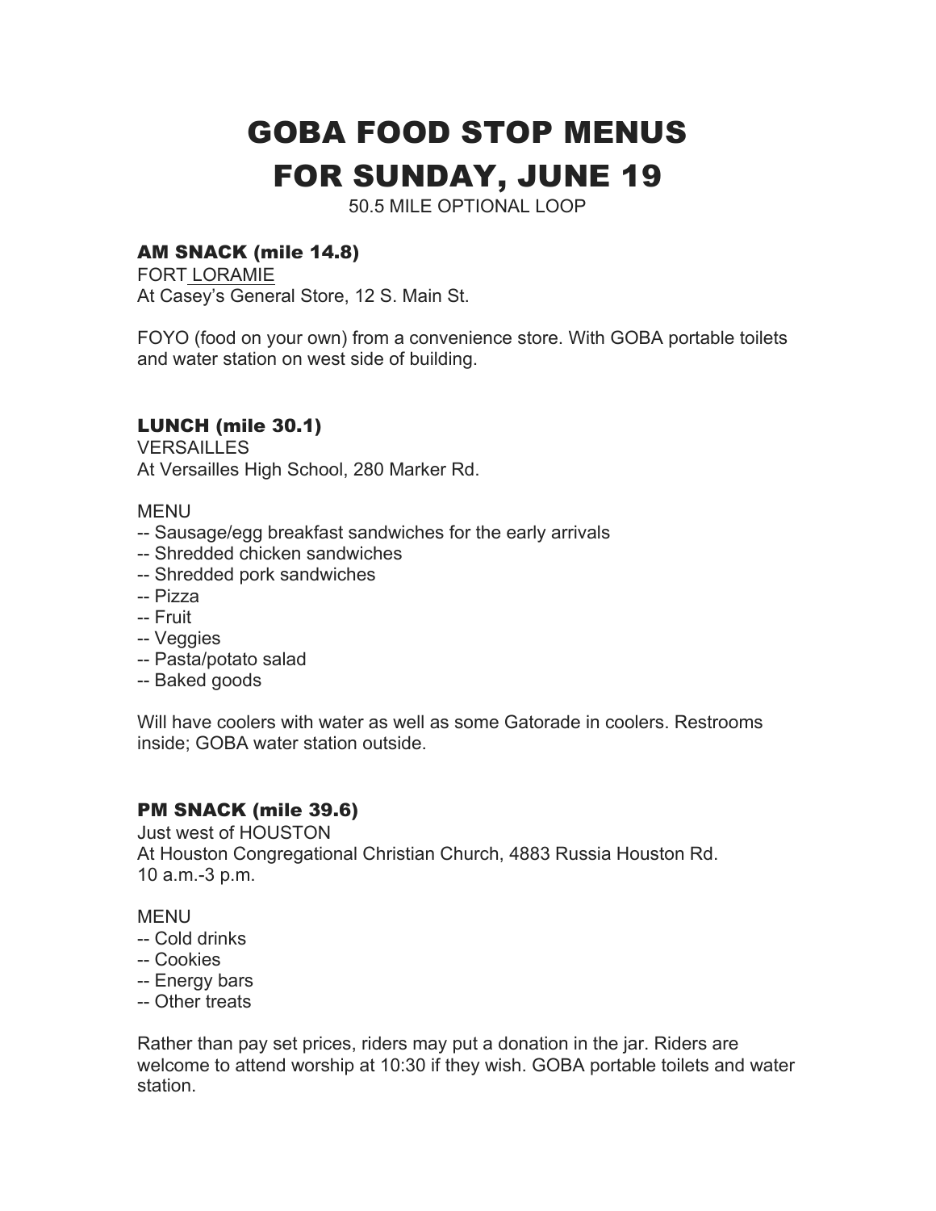# GOBA FOOD STOP MENUS
# FOR SUNDAY, JUNE 19

50.5 MILE OPTIONAL LOOP

### AM SNACK (mile 14.8)

FORT LORAMIE
At Casey's General Store, 12 S. Main St.

FOYO (food on your own) from a convenience store. With GOBA portable toilets and water station on west side of building.

### LUNCH (mile 30.1)

VERSAILLES
At Versailles High School, 280 Marker Rd.

MENU

-- Sausage/egg breakfast sandwiches for the early arrivals
-- Shredded chicken sandwiches
-- Shredded pork sandwiches
-- Pizza
-- Fruit
-- Veggies
-- Pasta/potato salad
-- Baked goods

Will have coolers with water as well as some Gatorade in coolers. Restrooms inside; GOBA water station outside.

### PM SNACK (mile 39.6)

Just west of HOUSTON
At Houston Congregational Christian Church, 4883 Russia Houston Rd.
10 a.m.-3 p.m.

MENU

-- Cold drinks
-- Cookies
-- Energy bars
-- Other treats

Rather than pay set prices, riders may put a donation in the jar. Riders are welcome to attend worship at 10:30 if they wish. GOBA portable toilets and water station.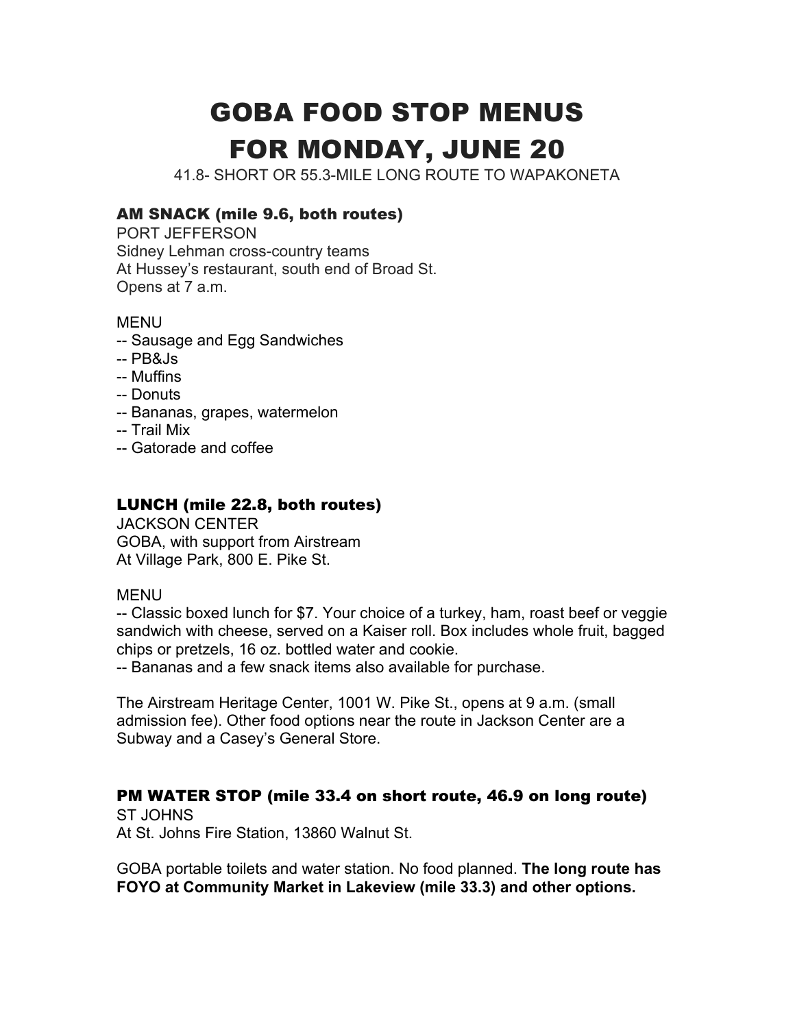# GOBA FOOD STOP MENUS FOR MONDAY, JUNE 20

41.8- SHORT OR 55.3-MILE LONG ROUTE TO WAPAKONETA

### AM SNACK (mile 9.6, both routes)

PORT JEFFERSON
Sidney Lehman cross-country teams
At Hussey's restaurant, south end of Broad St.
Opens at 7 a.m.

MENU

-- Sausage and Egg Sandwiches
-- PB&Js
-- Muffins
-- Donuts
-- Bananas, grapes, watermelon
-- Trail Mix
-- Gatorade and coffee

### LUNCH (mile 22.8, both routes)

JACKSON CENTER
GOBA, with support from Airstream
At Village Park, 800 E. Pike St.

MENU

-- Classic boxed lunch for $7. Your choice of a turkey, ham, roast beef or veggie sandwich with cheese, served on a Kaiser roll. Box includes whole fruit, bagged chips or pretzels, 16 oz. bottled water and cookie.
-- Bananas and a few snack items also available for purchase.

The Airstream Heritage Center, 1001 W. Pike St., opens at 9 a.m. (small admission fee). Other food options near the route in Jackson Center are a Subway and a Casey's General Store.

### PM WATER STOP (mile 33.4 on short route, 46.9 on long route)

ST JOHNS
At St. Johns Fire Station, 13860 Walnut St.

GOBA portable toilets and water station. No food planned. **The long route has FOYO at Community Market in Lakeview (mile 33.3) and other options.**